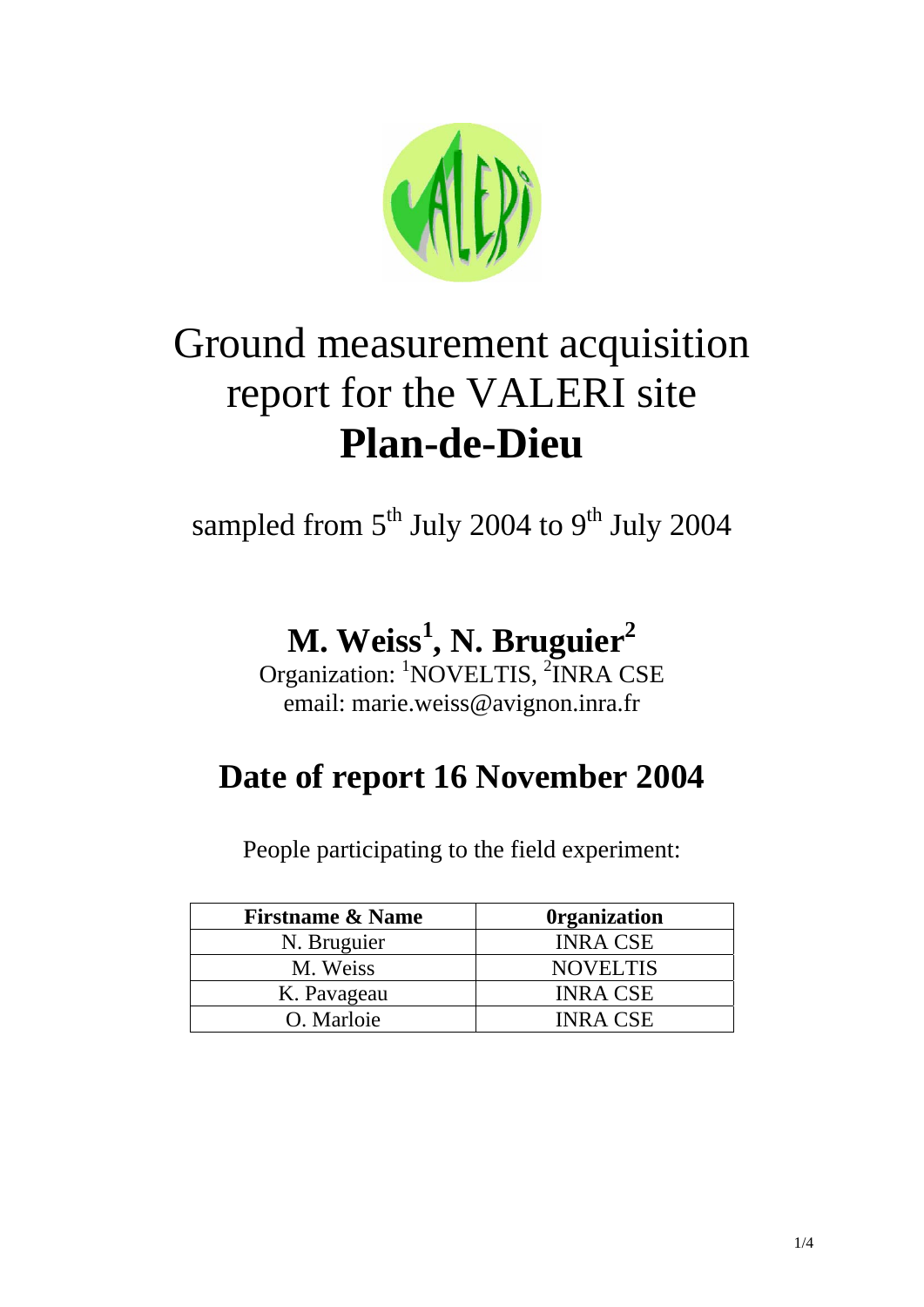# Ground measurement acquisition report for the VALERI site **Plan-de-Dieu**

sampled from 5th July 2004 to 9th July 2004

## M. Weiss[1], N. Bruguier[2]

Organization: [1]NOVELTIS, [2]INRA CSE
email: marie.weiss@avignon.inra.fr

## Date of report 16 November 2004

People participating to the field experiment:

| Firstname & Name | 0rganization |
| --- | --- |
| N. Bruguier | INRA CSE |
| M. Weiss | NOVELTIS |
| K. Pavageau | INRA CSE |
| O. Marloie | INRA CSE |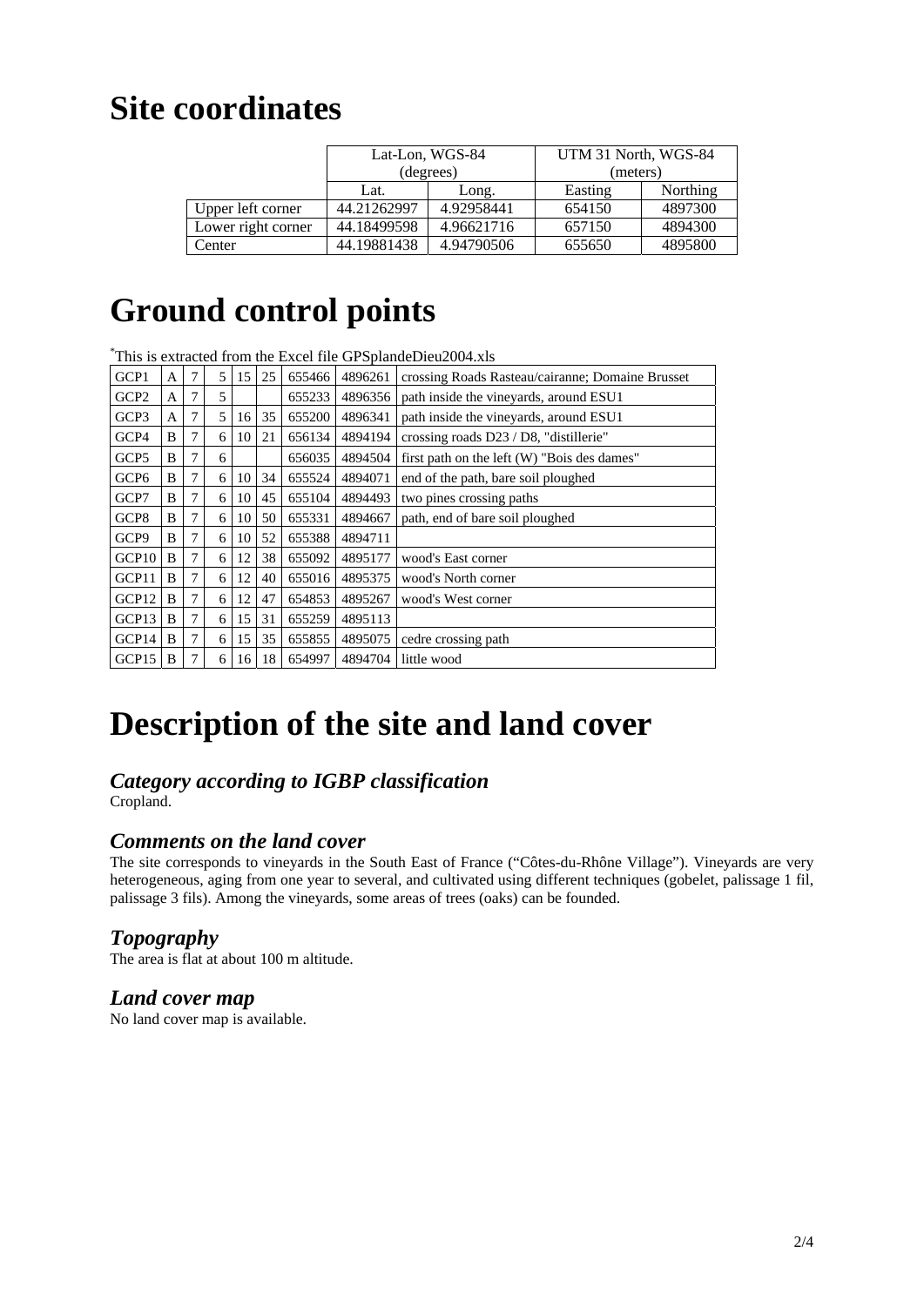# Site coordinates

| | Lat-Lon, WGS-84 (degrees) | | UTM 31 North, WGS-84 (meters) | |
|---|---|---|---|---|
| | Lat. | Long. | Easting | Northing |
| Upper left corner | 44.21262997 | 4.92958441 | 654150 | 4897300 |
| Lower right corner | 44.18499598 | 4.96621716 | 657150 | 4894300 |
| Center | 44.19881438 | 4.94790506 | 655650 | 4895800 |

# Ground control points

*This is extracted from the Excel file GPSplandeDieu2004.xls

| | | | | | | | | |
|---|---|---|---|---|---|---|---|---|
| GCP1 | A | 7 | 5 | 15 | 25 | 655466 | 4896261 | crossing Roads Rasteau/cairanne; Domaine Brusset |
| GCP2 | A | 7 | 5 | | | 655233 | 4896356 | path inside the vineyards, around ESU1 |
| GCP3 | A | 7 | 5 | 16 | 35 | 655200 | 4896341 | path inside the vineyards, around ESU1 |
| GCP4 | B | 7 | 6 | 10 | 21 | 656134 | 4894194 | crossing roads D23 / D8, "distillerie" |
| GCP5 | B | 7 | 6 | | | 656035 | 4894504 | first path on the left (W) "Bois des dames" |
| GCP6 | B | 7 | 6 | 10 | 34 | 655524 | 4894071 | end of the path, bare soil ploughed |
| GCP7 | B | 7 | 6 | 10 | 45 | 655104 | 4894493 | two pines crossing paths |
| GCP8 | B | 7 | 6 | 10 | 50 | 655331 | 4894667 | path, end of bare soil ploughed |
| GCP9 | B | 7 | 6 | 10 | 52 | 655388 | 4894711 | |
| GCP10 | B | 7 | 6 | 12 | 38 | 655092 | 4895177 | wood's East corner |
| GCP11 | B | 7 | 6 | 12 | 40 | 655016 | 4895375 | wood's North corner |
| GCP12 | B | 7 | 6 | 12 | 47 | 654853 | 4895267 | wood's West corner |
| GCP13 | B | 7 | 6 | 15 | 31 | 655259 | 4895113 | |
| GCP14 | B | 7 | 6 | 15 | 35 | 655855 | 4895075 | cedre crossing path |
| GCP15 | B | 7 | 6 | 16 | 18 | 654997 | 4894704 | little wood |

# Description of the site and land cover

### *Category according to IGBP classification*

Cropland.

### *Comments on the land cover*

The site corresponds to vineyards in the South East of France ("Côtes-du-Rhône Village"). Vineyards are very heterogeneous, aging from one year to several, and cultivated using different techniques (gobelet, palissage 1 fil, palissage 3 fils). Among the vineyards, some areas of trees (oaks) can be founded.

### *Topography*

The area is flat at about 100 m altitude.

### *Land cover map*

No land cover map is available.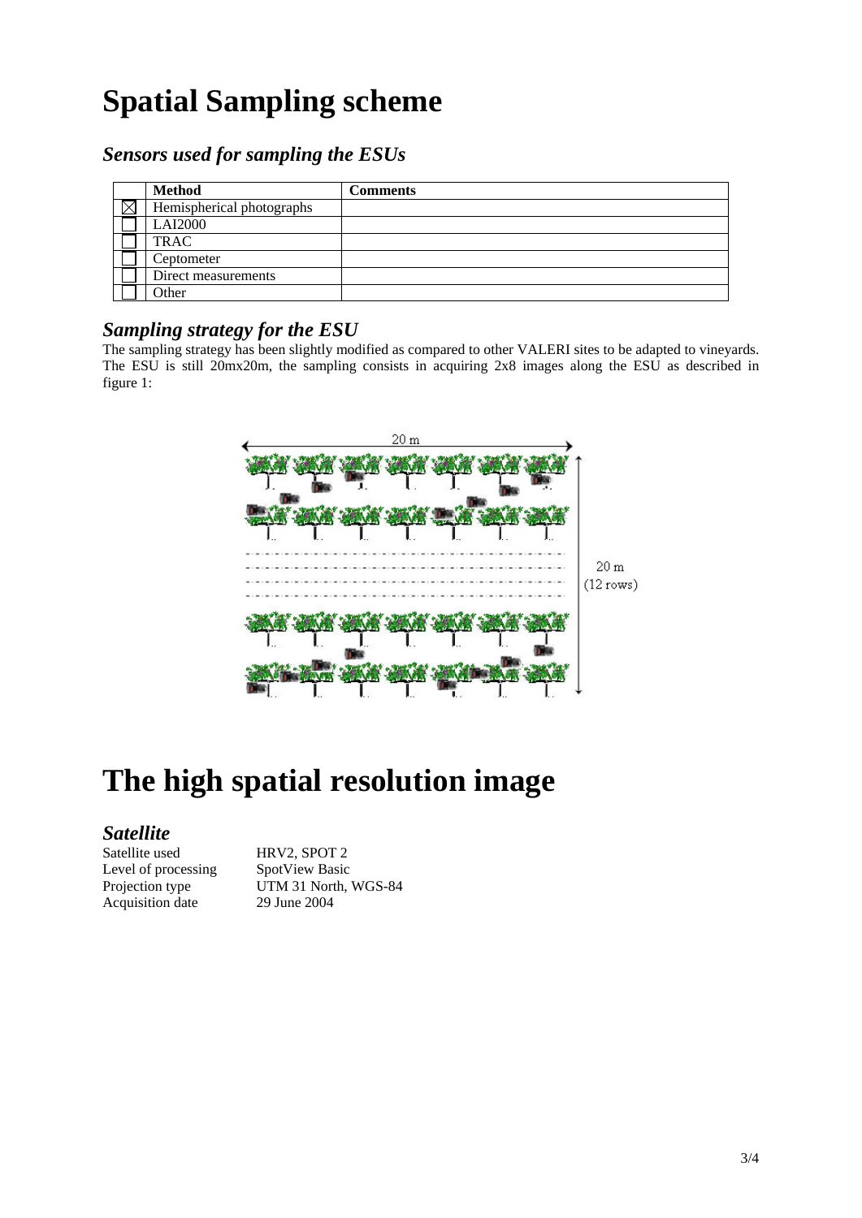# Spatial Sampling scheme

## *Sensors used for sampling the ESUs*

| | Method | Comments |
|---|---|---|
| ☒ | Hemispherical photographs | |
| ☐ | LAI2000 | |
| ☐ | TRAC | |
| ☐ | Ceptometer | |
| ☐ | Direct measurements | |
| ☐ | Other | |

## *Sampling strategy for the ESU*

The sampling strategy has been slightly modified as compared to other VALERI sites to be adapted to vineyards. The ESU is still 20mx20m, the sampling consists in acquiring 2x8 images along the ESU as described in figure 1:

# The high spatial resolution image

## *Satellite*

Satellite used HRV2, SPOT 2
Level of processing SpotView Basic
Projection type UTM 31 North, WGS-84
Acquisition date 29 June 2004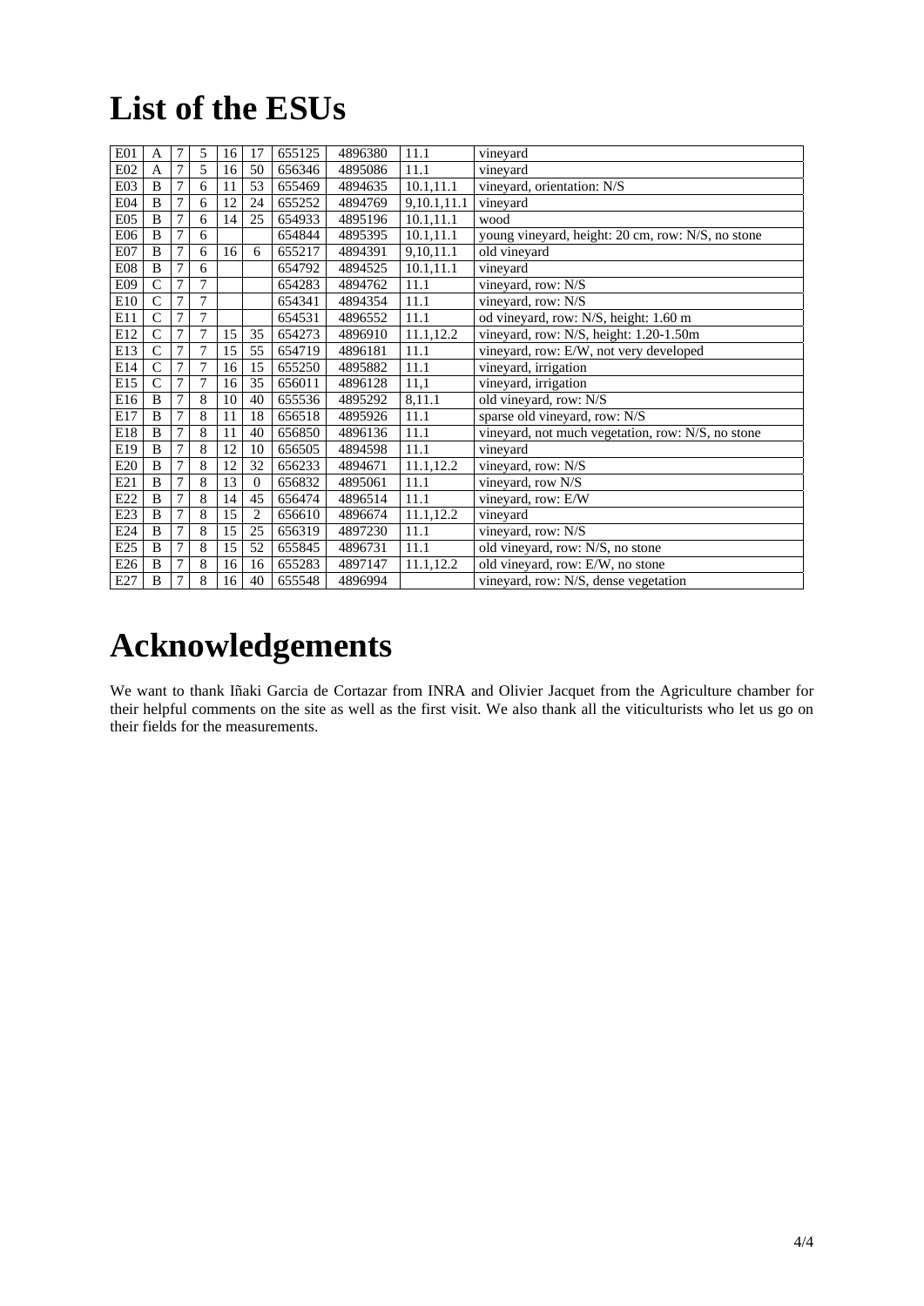# List of the ESUs

| | | | | | | | | | |
|---|---|---|---|---|---|---|---|---|---|
| E01 | A | 7 | 5 | 16 | 17 | 655125 | 4896380 | 11.1 | vineyard |
| E02 | A | 7 | 5 | 16 | 50 | 656346 | 4895086 | 11.1 | vineyard |
| E03 | B | 7 | 6 | 11 | 53 | 655469 | 4894635 | 10.1,11.1 | vineyard, orientation: N/S |
| E04 | B | 7 | 6 | 12 | 24 | 655252 | 4894769 | 9,10.1,11.1 | vineyard |
| E05 | B | 7 | 6 | 14 | 25 | 654933 | 4895196 | 10.1,11.1 | wood |
| E06 | B | 7 | 6 | | | 654844 | 4895395 | 10.1,11.1 | young vineyard, height: 20 cm, row: N/S, no stone |
| E07 | B | 7 | 6 | 16 | 6 | 655217 | 4894391 | 9,10,11.1 | old vineyard |
| E08 | B | 7 | 6 | | | 654792 | 4894525 | 10.1,11.1 | vineyard |
| E09 | C | 7 | 7 | | | 654283 | 4894762 | 11.1 | vineyard, row: N/S |
| E10 | C | 7 | 7 | | | 654341 | 4894354 | 11.1 | vineyard, row: N/S |
| E11 | C | 7 | 7 | | | 654531 | 4896552 | 11.1 | od vineyard, row: N/S, height: 1.60 m |
| E12 | C | 7 | 7 | 15 | 35 | 654273 | 4896910 | 11.1,12.2 | vineyard, row: N/S, height: 1.20-1.50m |
| E13 | C | 7 | 7 | 15 | 55 | 654719 | 4896181 | 11.1 | vineyard, row: E/W, not very developed |
| E14 | C | 7 | 7 | 16 | 15 | 655250 | 4895882 | 11.1 | vineyard, irrigation |
| E15 | C | 7 | 7 | 16 | 35 | 656011 | 4896128 | 11,1 | vineyard, irrigation |
| E16 | B | 7 | 8 | 10 | 40 | 655536 | 4895292 | 8,11.1 | old vineyard, row: N/S |
| E17 | B | 7 | 8 | 11 | 18 | 656518 | 4895926 | 11.1 | sparse old vineyard, row: N/S |
| E18 | B | 7 | 8 | 11 | 40 | 656850 | 4896136 | 11.1 | vineyard, not much vegetation, row: N/S, no stone |
| E19 | B | 7 | 8 | 12 | 10 | 656505 | 4894598 | 11.1 | vineyard |
| E20 | B | 7 | 8 | 12 | 32 | 656233 | 4894671 | 11.1,12.2 | vineyard, row: N/S |
| E21 | B | 7 | 8 | 13 | 0 | 656832 | 4895061 | 11.1 | vineyard, row N/S |
| E22 | B | 7 | 8 | 14 | 45 | 656474 | 4896514 | 11.1 | vineyard, row: E/W |
| E23 | B | 7 | 8 | 15 | 2 | 656610 | 4896674 | 11.1,12.2 | vineyard |
| E24 | B | 7 | 8 | 15 | 25 | 656319 | 4897230 | 11.1 | vineyard, row: N/S |
| E25 | B | 7 | 8 | 15 | 52 | 655845 | 4896731 | 11.1 | old vineyard, row: N/S, no stone |
| E26 | B | 7 | 8 | 16 | 16 | 655283 | 4897147 | 11.1,12.2 | old vineyard, row: E/W, no stone |
| E27 | B | 7 | 8 | 16 | 40 | 655548 | 4896994 | | vineyard, row: N/S, dense vegetation |

# Acknowledgements

We want to thank Iñaki Garcia de Cortazar from INRA and Olivier Jacquet from the Agriculture chamber for their helpful comments on the site as well as the first visit. We also thank all the viticulturists who let us go on their fields for the measurements.